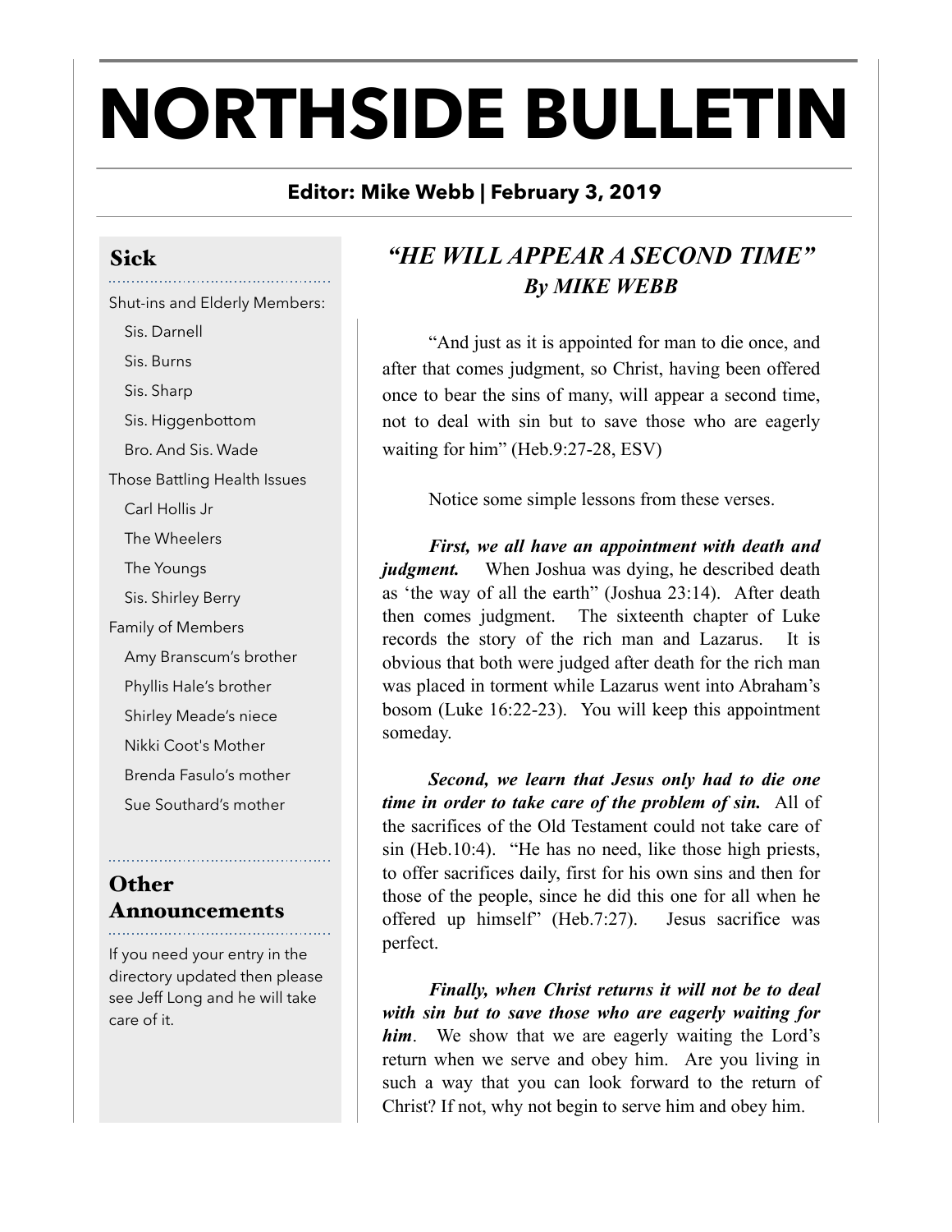# NORTHSIDE BULLETIN

**Editor: Mike Webb | February 3, 2019**

## Sick

Shut-ins and Elderly Members:

- Sis. Darnell
- Sis. Burns
- Sis. Sharp
- Sis. Higgenbottom
- Bro. And Sis. Wade

Those Battling Health Issues

- Carl Hollis Jr
- The Wheelers
- The Youngs
- Sis. Shirley Berry

Family of Members

- Amy Branscum's brother
- Phyllis Hale's brother
- Shirley Meade's niece
- Nikki Coot's Mother
- Brenda Fasulo's mother
- Sue Southard's mother

## Other Announcements

If you need your entry in the directory updated then please see Jeff Long and he will take care of it.

## *"HE WILL APPEAR A SECOND TIME"*
### *By MIKE WEBB*

"And just as it is appointed for man to die once, and after that comes judgment, so Christ, having been offered once to bear the sins of many, will appear a second time, not to deal with sin but to save those who are eagerly waiting for him" (Heb.9:27-28, ESV)

Notice some simple lessons from these verses.

***First, we all have an appointment with death and judgment.*** When Joshua was dying, he described death as 'the way of all the earth" (Joshua 23:14). After death then comes judgment. The sixteenth chapter of Luke records the story of the rich man and Lazarus. It is obvious that both were judged after death for the rich man was placed in torment while Lazarus went into Abraham's bosom (Luke 16:22-23). You will keep this appointment someday.

***Second, we learn that Jesus only had to die one time in order to take care of the problem of sin.*** All of the sacrifices of the Old Testament could not take care of sin (Heb.10:4). "He has no need, like those high priests, to offer sacrifices daily, first for his own sins and then for those of the people, since he did this one for all when he offered up himself" (Heb.7:27). Jesus sacrifice was perfect.

***Finally, when Christ returns it will not be to deal with sin but to save those who are eagerly waiting for him***. We show that we are eagerly waiting the Lord's return when we serve and obey him. Are you living in such a way that you can look forward to the return of Christ? If not, why not begin to serve him and obey him.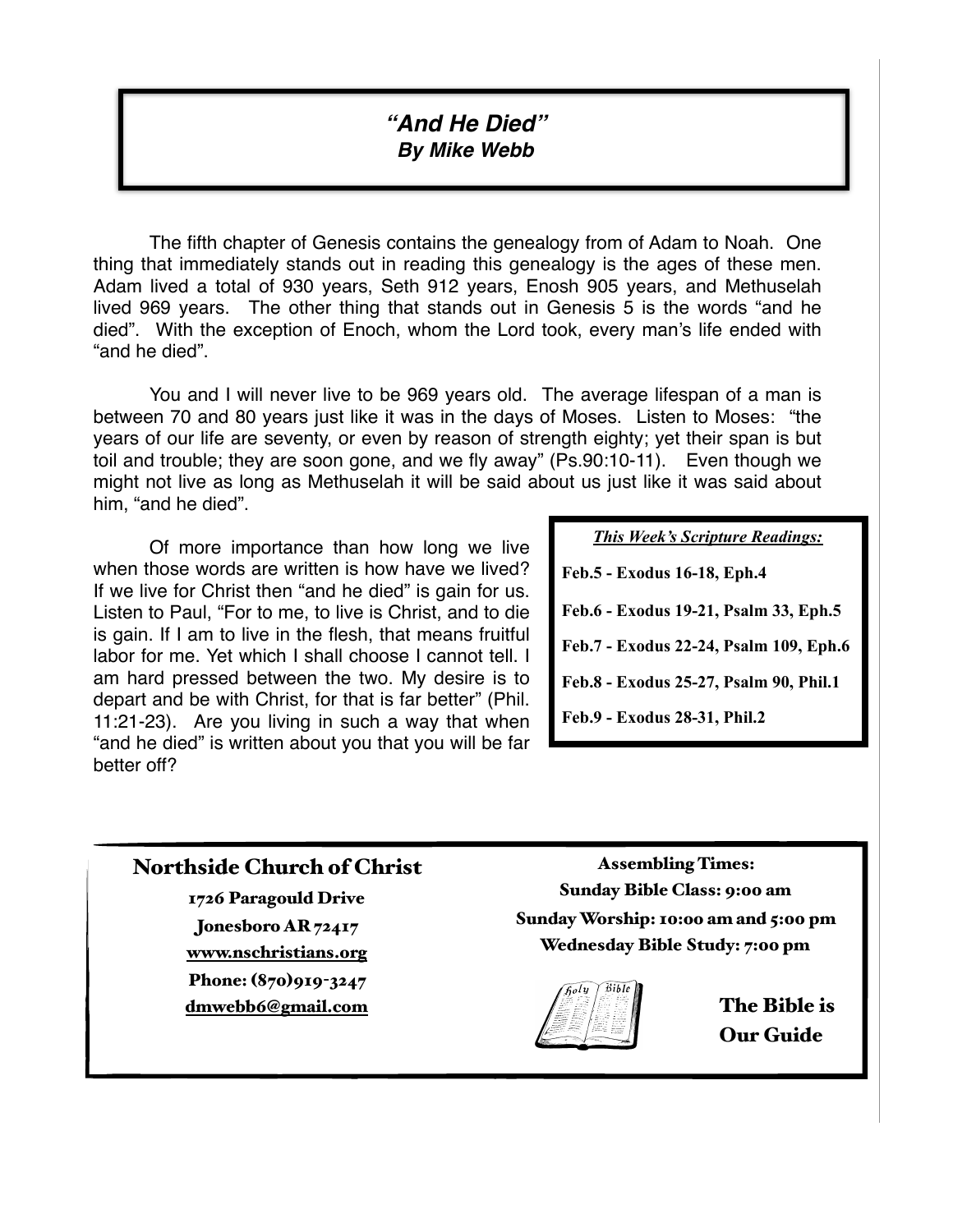## *"And He Died"*
### *By Mike Webb*

The fifth chapter of Genesis contains the genealogy from of Adam to Noah. One thing that immediately stands out in reading this genealogy is the ages of these men. Adam lived a total of 930 years, Seth 912 years, Enosh 905 years, and Methuselah lived 969 years. The other thing that stands out in Genesis 5 is the words "and he died". With the exception of Enoch, whom the Lord took, every man's life ended with "and he died".

You and I will never live to be 969 years old. The average lifespan of a man is between 70 and 80 years just like it was in the days of Moses. Listen to Moses: "the years of our life are seventy, or even by reason of strength eighty; yet their span is but toil and trouble; they are soon gone, and we fly away" (Ps.90:10-11). Even though we might not live as long as Methuselah it will be said about us just like it was said about him, "and he died".

Of more importance than how long we live when those words are written is how have we lived? If we live for Christ then "and he died" is gain for us. Listen to Paul, "For to me, to live is Christ, and to die is gain. If I am to live in the flesh, that means fruitful labor for me. Yet which I shall choose I cannot tell. I am hard pressed between the two. My desire is to depart and be with Christ, for that is far better" (Phil. 11:21-23). Are you living in such a way that when "and he died" is written about you that you will be far better off?

***This Week's Scripture Readings:***

**Feb.5 - Exodus 16-18, Eph.4**

**Feb.6 - Exodus 19-21, Psalm 33, Eph.5**

**Feb.7 - Exodus 22-24, Psalm 109, Eph.6**

**Feb.8 - Exodus 25-27, Psalm 90, Phil.1**

**Feb.9 - Exodus 28-31, Phil.2**

**Northside Church of Christ**
1726 Paragould Drive
Jonesboro AR 72417
www.nschristians.org
Phone: (870)919-3247
dmwebb6@gmail.com

**Assembling Times:**
Sunday Bible Class: 9:00 am
Sunday Worship: 10:00 am and 5:00 pm
Wednesday Bible Study: 7:00 pm

**The Bible is Our Guide**